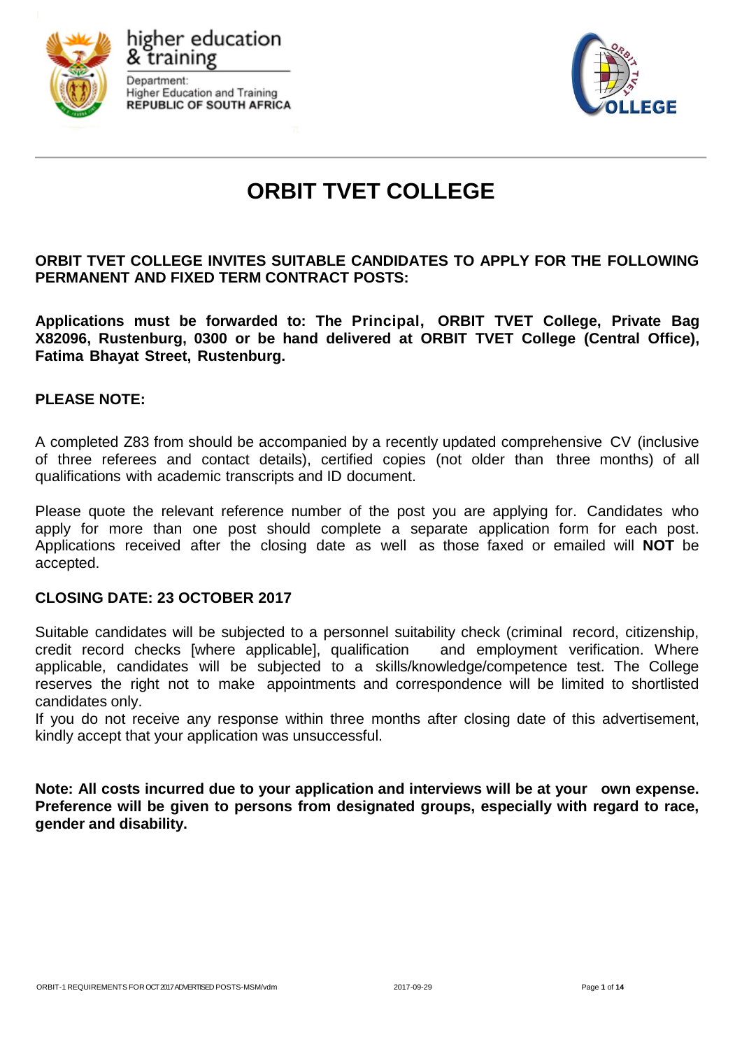higher education & training

Department:
Higher Education and Training
**REPUBLIC OF SOUTH AFRICA**

# ORBIT TVET COLLEGE

**ORBIT TVET COLLEGE INVITES SUITABLE CANDIDATES TO APPLY FOR THE FOLLOWING PERMANENT AND FIXED TERM CONTRACT POSTS:**

**Applications must be forwarded to: The Principal, ORBIT TVET College, Private Bag X82096, Rustenburg, 0300 or be hand delivered at ORBIT TVET College (Central Office), Fatima Bhayat Street, Rustenburg.**

**PLEASE NOTE:**

A completed Z83 from should be accompanied by a recently updated comprehensive CV (inclusive of three referees and contact details), certified copies (not older than three months) of all qualifications with academic transcripts and ID document.

Please quote the relevant reference number of the post you are applying for. Candidates who apply for more than one post should complete a separate application form for each post. Applications received after the closing date as well as those faxed or emailed will **NOT** be accepted.

**CLOSING DATE: 23 OCTOBER 2017**

Suitable candidates will be subjected to a personnel suitability check (criminal record, citizenship, credit record checks [where applicable], qualification and employment verification. Where applicable, candidates will be subjected to a skills/knowledge/competence test. The College reserves the right not to make appointments and correspondence will be limited to shortlisted candidates only.
If you do not receive any response within three months after closing date of this advertisement, kindly accept that your application was unsuccessful.

**Note: All costs incurred due to your application and interviews will be at your own expense. Preference will be given to persons from designated groups, especially with regard to race, gender and disability.**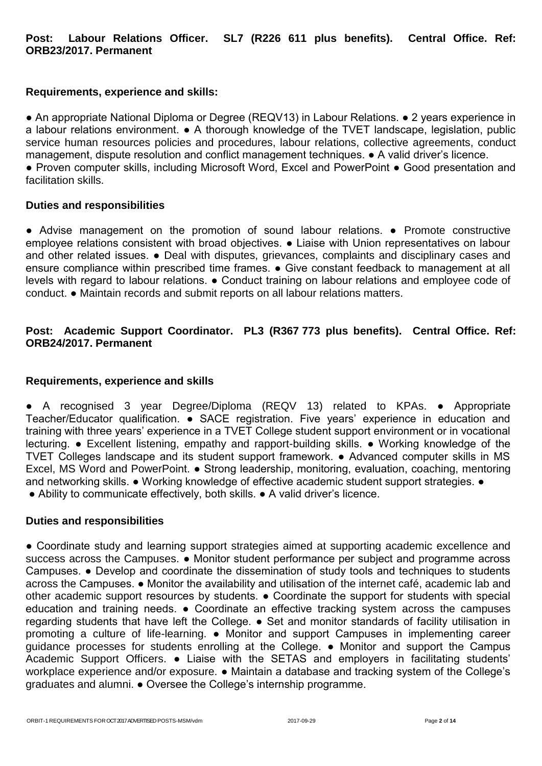**Post: Labour Relations Officer. SL7 (R226 611 plus benefits). Central Office. Ref: ORB23/2017. Permanent**

**Requirements, experience and skills:**

● An appropriate National Diploma or Degree (REQV13) in Labour Relations. ● 2 years experience in a labour relations environment. ● A thorough knowledge of the TVET landscape, legislation, public service human resources policies and procedures, labour relations, collective agreements, conduct management, dispute resolution and conflict management techniques. ● A valid driver's licence. ● Proven computer skills, including Microsoft Word, Excel and PowerPoint ● Good presentation and facilitation skills.

**Duties and responsibilities**

● Advise management on the promotion of sound labour relations. ● Promote constructive employee relations consistent with broad objectives. ● Liaise with Union representatives on labour and other related issues. ● Deal with disputes, grievances, complaints and disciplinary cases and ensure compliance within prescribed time frames. ● Give constant feedback to management at all levels with regard to labour relations. ● Conduct training on labour relations and employee code of conduct. ● Maintain records and submit reports on all labour relations matters.

**Post: Academic Support Coordinator. PL3 (R367 773 plus benefits). Central Office. Ref: ORB24/2017. Permanent**

**Requirements, experience and skills**

● A recognised 3 year Degree/Diploma (REQV 13) related to KPAs. ● Appropriate Teacher/Educator qualification. ● SACE registration. Five years' experience in education and training with three years' experience in a TVET College student support environment or in vocational lecturing. ● Excellent listening, empathy and rapport-building skills. ● Working knowledge of the TVET Colleges landscape and its student support framework. ● Advanced computer skills in MS Excel, MS Word and PowerPoint. ● Strong leadership, monitoring, evaluation, coaching, mentoring and networking skills. ● Working knowledge of effective academic student support strategies. ●
● Ability to communicate effectively, both skills. ● A valid driver's licence.

**Duties and responsibilities**

● Coordinate study and learning support strategies aimed at supporting academic excellence and success across the Campuses. ● Monitor student performance per subject and programme across Campuses. ● Develop and coordinate the dissemination of study tools and techniques to students across the Campuses. ● Monitor the availability and utilisation of the internet café, academic lab and other academic support resources by students. ● Coordinate the support for students with special education and training needs. ● Coordinate an effective tracking system across the campuses regarding students that have left the College. ● Set and monitor standards of facility utilisation in promoting a culture of life-learning. ● Monitor and support Campuses in implementing career guidance processes for students enrolling at the College. ● Monitor and support the Campus Academic Support Officers. ● Liaise with the SETAS and employers in facilitating students' workplace experience and/or exposure. ● Maintain a database and tracking system of the College's graduates and alumni. ● Oversee the College's internship programme.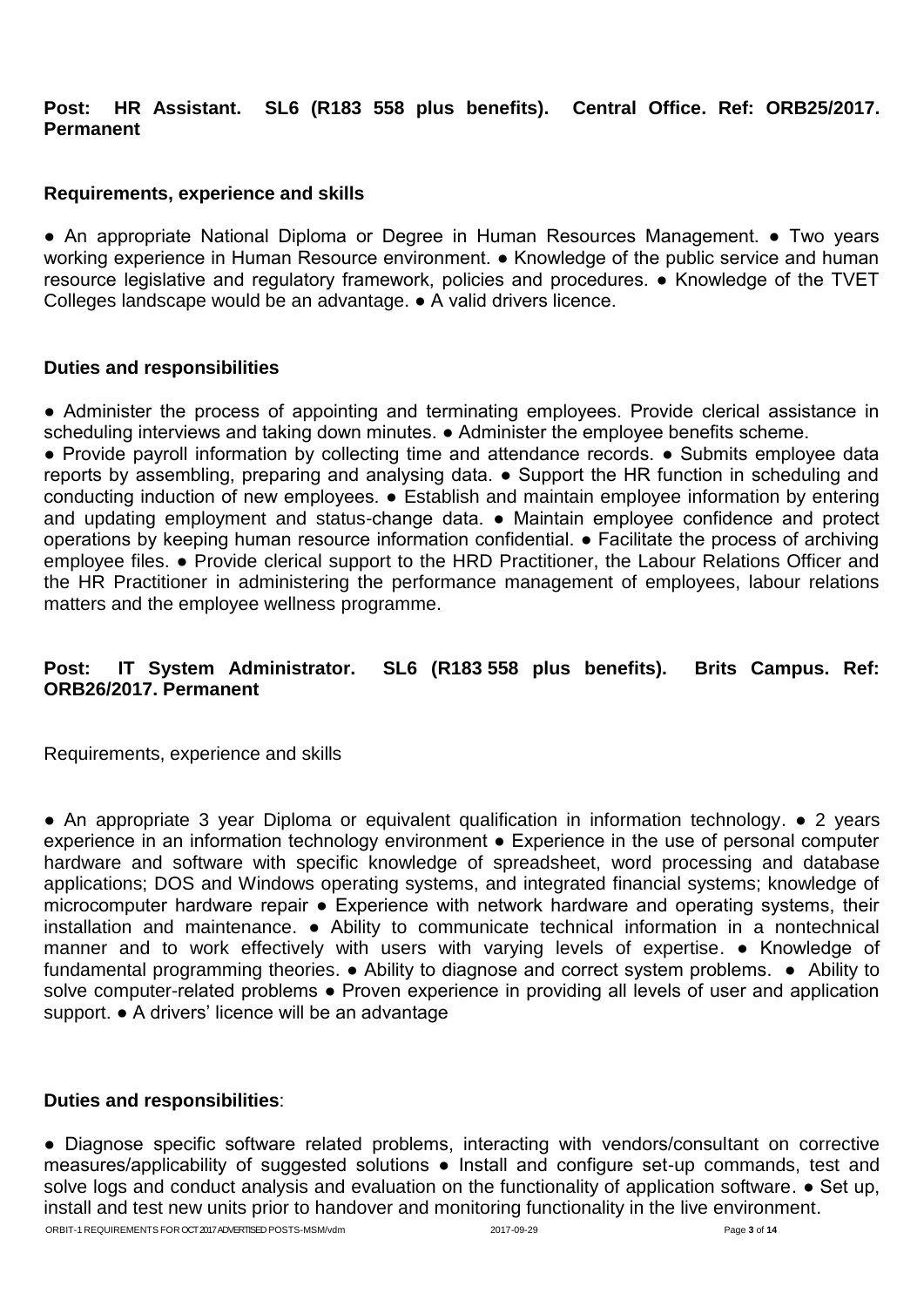**Post: HR Assistant. SL6 (R183 558 plus benefits). Central Office. Ref: ORB25/2017. Permanent**

**Requirements, experience and skills**

● An appropriate National Diploma or Degree in Human Resources Management. ● Two years working experience in Human Resource environment. ● Knowledge of the public service and human resource legislative and regulatory framework, policies and procedures. ● Knowledge of the TVET Colleges landscape would be an advantage. ● A valid drivers licence.

**Duties and responsibilities**

● Administer the process of appointing and terminating employees. Provide clerical assistance in scheduling interviews and taking down minutes. ● Administer the employee benefits scheme.
● Provide payroll information by collecting time and attendance records. ● Submits employee data reports by assembling, preparing and analysing data. ● Support the HR function in scheduling and conducting induction of new employees. ● Establish and maintain employee information by entering and updating employment and status-change data. ● Maintain employee confidence and protect operations by keeping human resource information confidential. ● Facilitate the process of archiving employee files. ● Provide clerical support to the HRD Practitioner, the Labour Relations Officer and the HR Practitioner in administering the performance management of employees, labour relations matters and the employee wellness programme.

**Post: IT System Administrator. SL6 (R183 558 plus benefits). Brits Campus. Ref: ORB26/2017. Permanent**

Requirements, experience and skills

● An appropriate 3 year Diploma or equivalent qualification in information technology. ● 2 years experience in an information technology environment ● Experience in the use of personal computer hardware and software with specific knowledge of spreadsheet, word processing and database applications; DOS and Windows operating systems, and integrated financial systems; knowledge of microcomputer hardware repair ● Experience with network hardware and operating systems, their installation and maintenance. ● Ability to communicate technical information in a nontechnical manner and to work effectively with users with varying levels of expertise. ● Knowledge of fundamental programming theories. ● Ability to diagnose and correct system problems. ● Ability to solve computer-related problems ● Proven experience in providing all levels of user and application support. ● A drivers' licence will be an advantage

**Duties and responsibilities**:

● Diagnose specific software related problems, interacting with vendors/consultant on corrective measures/applicability of suggested solutions ● Install and configure set-up commands, test and solve logs and conduct analysis and evaluation on the functionality of application software. ● Set up, install and test new units prior to handover and monitoring functionality in the live environment.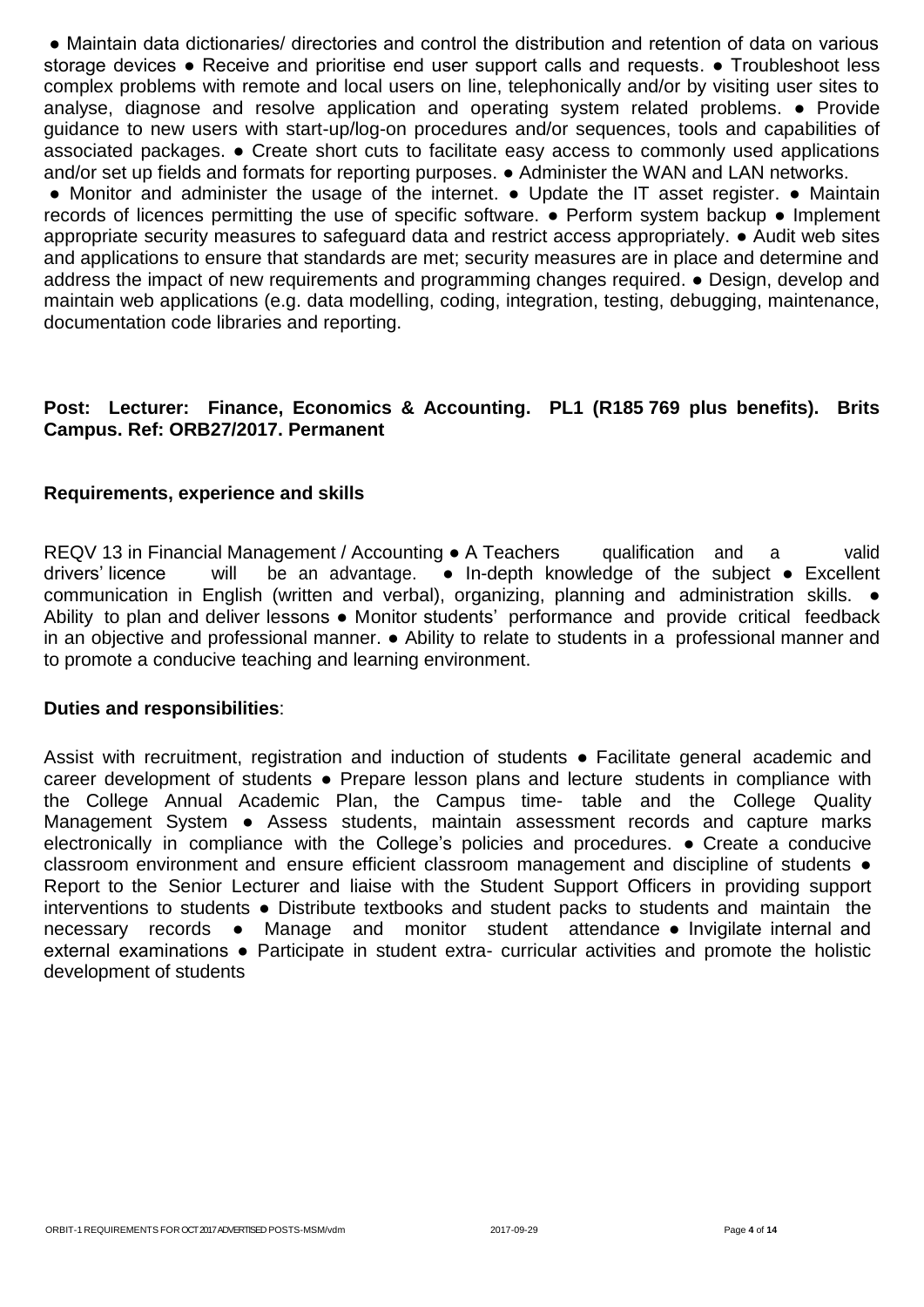● Maintain data dictionaries/ directories and control the distribution and retention of data on various storage devices ● Receive and prioritise end user support calls and requests. ● Troubleshoot less complex problems with remote and local users on line, telephonically and/or by visiting user sites to analyse, diagnose and resolve application and operating system related problems. ● Provide guidance to new users with start-up/log-on procedures and/or sequences, tools and capabilities of associated packages. ● Create short cuts to facilitate easy access to commonly used applications and/or set up fields and formats for reporting purposes. ● Administer the WAN and LAN networks.

● Monitor and administer the usage of the internet. ● Update the IT asset register. ● Maintain records of licences permitting the use of specific software. ● Perform system backup ● Implement appropriate security measures to safeguard data and restrict access appropriately. ● Audit web sites and applications to ensure that standards are met; security measures are in place and determine and address the impact of new requirements and programming changes required. ● Design, develop and maintain web applications (e.g. data modelling, coding, integration, testing, debugging, maintenance, documentation code libraries and reporting.

**Post: Lecturer: Finance, Economics & Accounting. PL1 (R185 769 plus benefits). Brits Campus. Ref: ORB27/2017. Permanent**

**Requirements, experience and skills**

REQV 13 in Financial Management / Accounting ● A Teachers qualification and a valid drivers' licence will be an advantage. ● In-depth knowledge of the subject ● Excellent communication in English (written and verbal), organizing, planning and administration skills. ● Ability to plan and deliver lessons ● Monitor students' performance and provide critical feedback in an objective and professional manner. ● Ability to relate to students in a professional manner and to promote a conducive teaching and learning environment.

**Duties and responsibilities**:

Assist with recruitment, registration and induction of students ● Facilitate general academic and career development of students ● Prepare lesson plans and lecture students in compliance with the College Annual Academic Plan, the Campus time- table and the College Quality Management System ● Assess students, maintain assessment records and capture marks electronically in compliance with the College's policies and procedures. ● Create a conducive classroom environment and ensure efficient classroom management and discipline of students ● Report to the Senior Lecturer and liaise with the Student Support Officers in providing support interventions to students ● Distribute textbooks and student packs to students and maintain the necessary records ● Manage and monitor student attendance ● Invigilate internal and external examinations ● Participate in student extra- curricular activities and promote the holistic development of students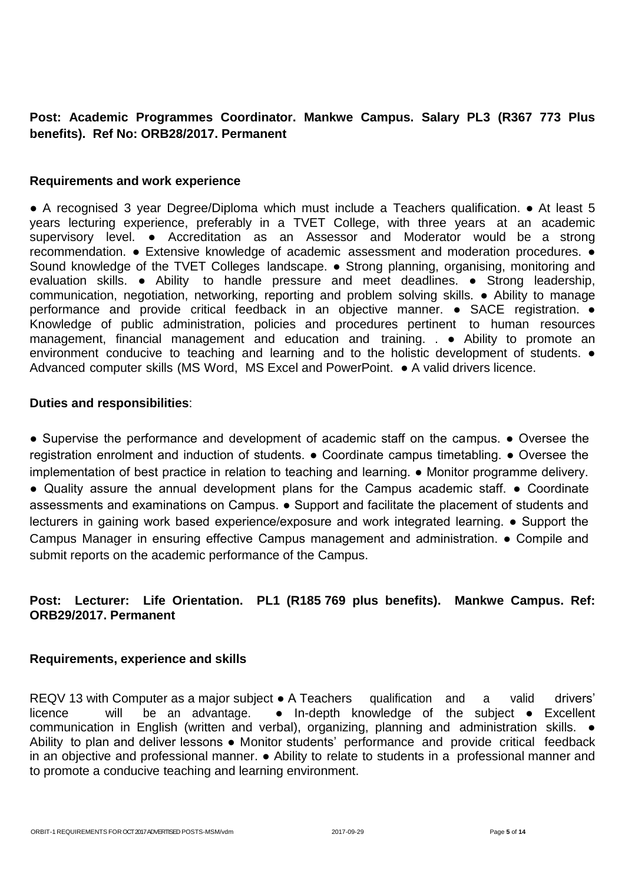**Post: Academic Programmes Coordinator. Mankwe Campus. Salary PL3 (R367 773 Plus benefits). Ref No: ORB28/2017. Permanent**

**Requirements and work experience**

● A recognised 3 year Degree/Diploma which must include a Teachers qualification. ● At least 5 years lecturing experience, preferably in a TVET College, with three years at an academic supervisory level. ● Accreditation as an Assessor and Moderator would be a strong recommendation. ● Extensive knowledge of academic assessment and moderation procedures. ● Sound knowledge of the TVET Colleges landscape. ● Strong planning, organising, monitoring and evaluation skills. ● Ability to handle pressure and meet deadlines. ● Strong leadership, communication, negotiation, networking, reporting and problem solving skills. ● Ability to manage performance and provide critical feedback in an objective manner. ● SACE registration. ● Knowledge of public administration, policies and procedures pertinent to human resources management, financial management and education and training. . ● Ability to promote an environment conducive to teaching and learning and to the holistic development of students. ● Advanced computer skills (MS Word, MS Excel and PowerPoint. ● A valid drivers licence.

**Duties and responsibilities**:

● Supervise the performance and development of academic staff on the campus. ● Oversee the registration enrolment and induction of students. ● Coordinate campus timetabling. ● Oversee the implementation of best practice in relation to teaching and learning. ● Monitor programme delivery. ● Quality assure the annual development plans for the Campus academic staff. ● Coordinate assessments and examinations on Campus. ● Support and facilitate the placement of students and lecturers in gaining work based experience/exposure and work integrated learning. ● Support the Campus Manager in ensuring effective Campus management and administration. ● Compile and submit reports on the academic performance of the Campus.

**Post: Lecturer: Life Orientation. PL1 (R185 769 plus benefits). Mankwe Campus. Ref: ORB29/2017. Permanent**

**Requirements, experience and skills**

REQV 13 with Computer as a major subject ● A Teachers qualification and a valid drivers' licence will be an advantage. ● In-depth knowledge of the subject ● Excellent communication in English (written and verbal), organizing, planning and administration skills. ● Ability to plan and deliver lessons ● Monitor students' performance and provide critical feedback in an objective and professional manner. ● Ability to relate to students in a professional manner and to promote a conducive teaching and learning environment.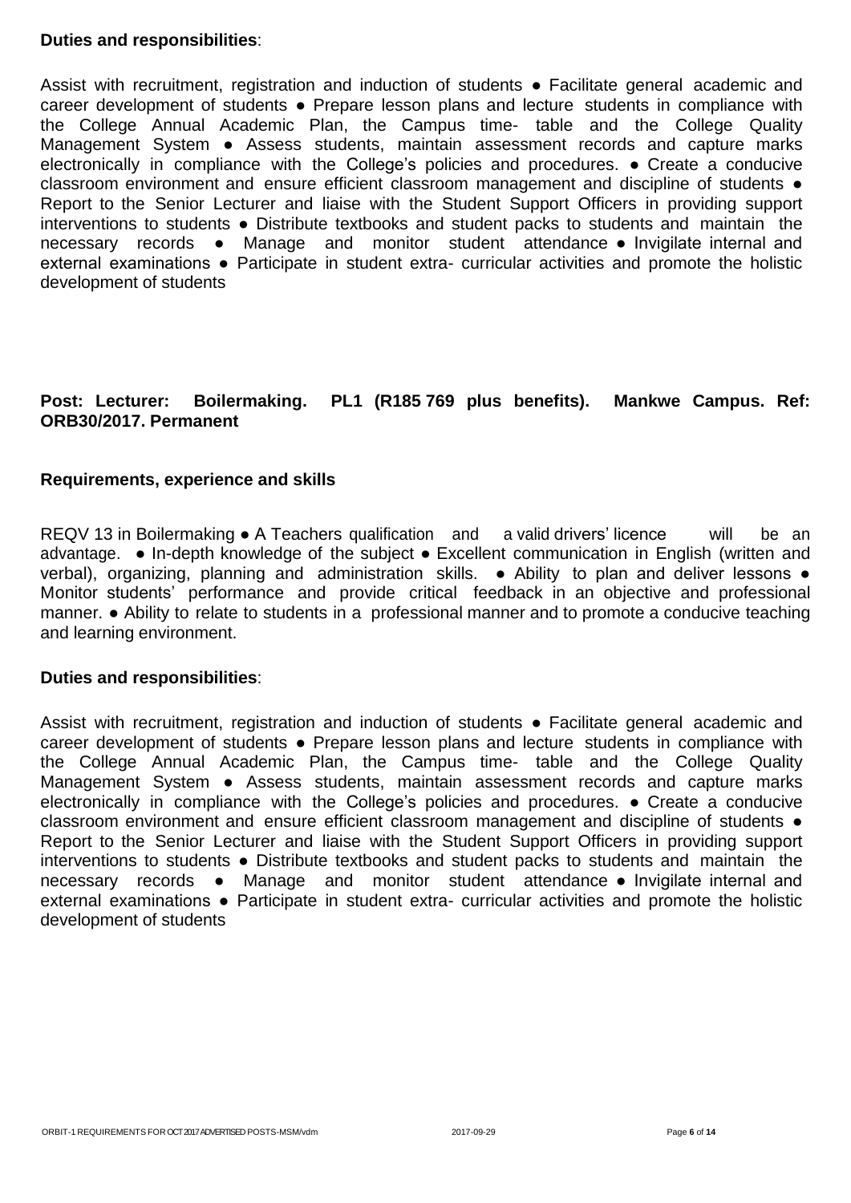**Duties and responsibilities**:

Assist with recruitment, registration and induction of students ● Facilitate general academic and career development of students ● Prepare lesson plans and lecture students in compliance with the College Annual Academic Plan, the Campus time- table and the College Quality Management System ● Assess students, maintain assessment records and capture marks electronically in compliance with the College's policies and procedures. ● Create a conducive classroom environment and ensure efficient classroom management and discipline of students ● Report to the Senior Lecturer and liaise with the Student Support Officers in providing support interventions to students ● Distribute textbooks and student packs to students and maintain the necessary records ● Manage and monitor student attendance ● Invigilate internal and external examinations ● Participate in student extra- curricular activities and promote the holistic development of students

**Post: Lecturer: Boilermaking. PL1 (R185 769 plus benefits). Mankwe Campus. Ref: ORB30/2017. Permanent**

**Requirements, experience and skills**

REQV 13 in Boilermaking ● A Teachers qualification and a valid drivers' licence will be an advantage. ● In-depth knowledge of the subject ● Excellent communication in English (written and verbal), organizing, planning and administration skills. ● Ability to plan and deliver lessons ● Monitor students' performance and provide critical feedback in an objective and professional manner. ● Ability to relate to students in a professional manner and to promote a conducive teaching and learning environment.

**Duties and responsibilities**:

Assist with recruitment, registration and induction of students ● Facilitate general academic and career development of students ● Prepare lesson plans and lecture students in compliance with the College Annual Academic Plan, the Campus time- table and the College Quality Management System ● Assess students, maintain assessment records and capture marks electronically in compliance with the College's policies and procedures. ● Create a conducive classroom environment and ensure efficient classroom management and discipline of students ● Report to the Senior Lecturer and liaise with the Student Support Officers in providing support interventions to students ● Distribute textbooks and student packs to students and maintain the necessary records ● Manage and monitor student attendance ● Invigilate internal and external examinations ● Participate in student extra- curricular activities and promote the holistic development of students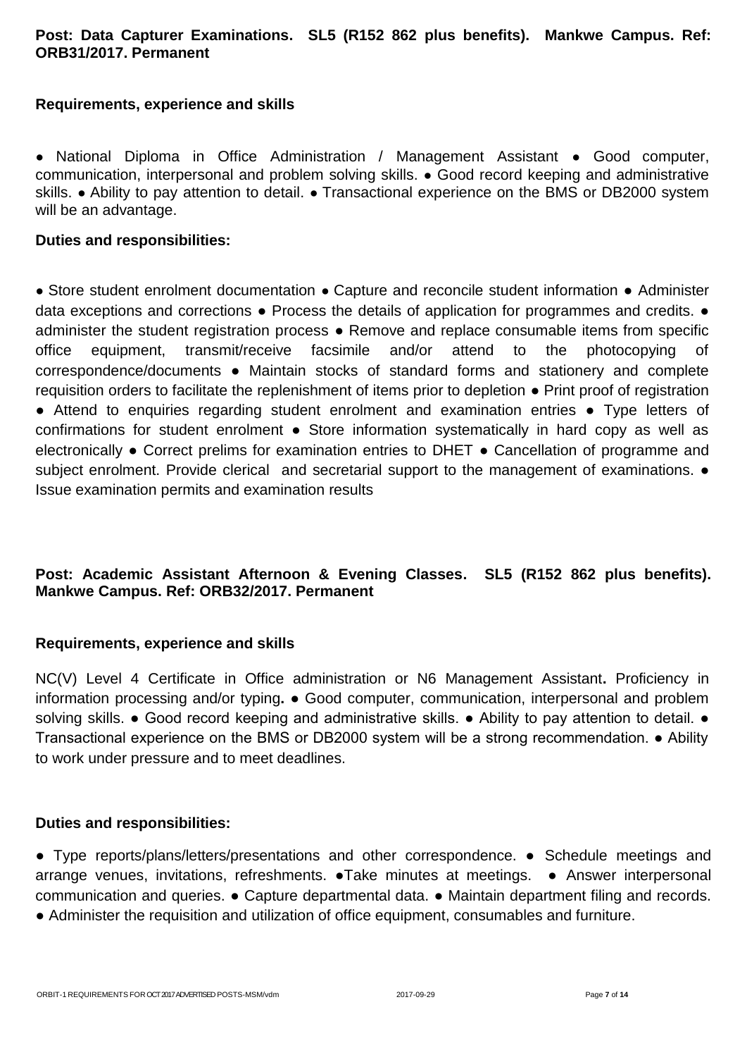**Post: Data Capturer Examinations. SL5 (R152 862 plus benefits). Mankwe Campus. Ref: ORB31/2017. Permanent**

**Requirements, experience and skills**

● National Diploma in Office Administration / Management Assistant ● Good computer, communication, interpersonal and problem solving skills. ● Good record keeping and administrative skills. ● Ability to pay attention to detail. ● Transactional experience on the BMS or DB2000 system will be an advantage.

**Duties and responsibilities:**

● Store student enrolment documentation ● Capture and reconcile student information ● Administer data exceptions and corrections ● Process the details of application for programmes and credits. ● administer the student registration process ● Remove and replace consumable items from specific office equipment, transmit/receive facsimile and/or attend to the photocopying of correspondence/documents ● Maintain stocks of standard forms and stationery and complete requisition orders to facilitate the replenishment of items prior to depletion ● Print proof of registration ● Attend to enquiries regarding student enrolment and examination entries ● Type letters of confirmations for student enrolment ● Store information systematically in hard copy as well as electronically ● Correct prelims for examination entries to DHET ● Cancellation of programme and subject enrolment. Provide clerical and secretarial support to the management of examinations. ● Issue examination permits and examination results

**Post: Academic Assistant Afternoon & Evening Classes. SL5 (R152 862 plus benefits). Mankwe Campus. Ref: ORB32/2017. Permanent**

**Requirements, experience and skills**

NC(V) Level 4 Certificate in Office administration or N6 Management Assistant**.** Proficiency in information processing and/or typing**.** ● Good computer, communication, interpersonal and problem solving skills. ● Good record keeping and administrative skills. ● Ability to pay attention to detail. ● Transactional experience on the BMS or DB2000 system will be a strong recommendation. ● Ability to work under pressure and to meet deadlines.

**Duties and responsibilities:**

● Type reports/plans/letters/presentations and other correspondence. ● Schedule meetings and arrange venues, invitations, refreshments. ●Take minutes at meetings. ● Answer interpersonal communication and queries. ● Capture departmental data. ● Maintain department filing and records. ● Administer the requisition and utilization of office equipment, consumables and furniture.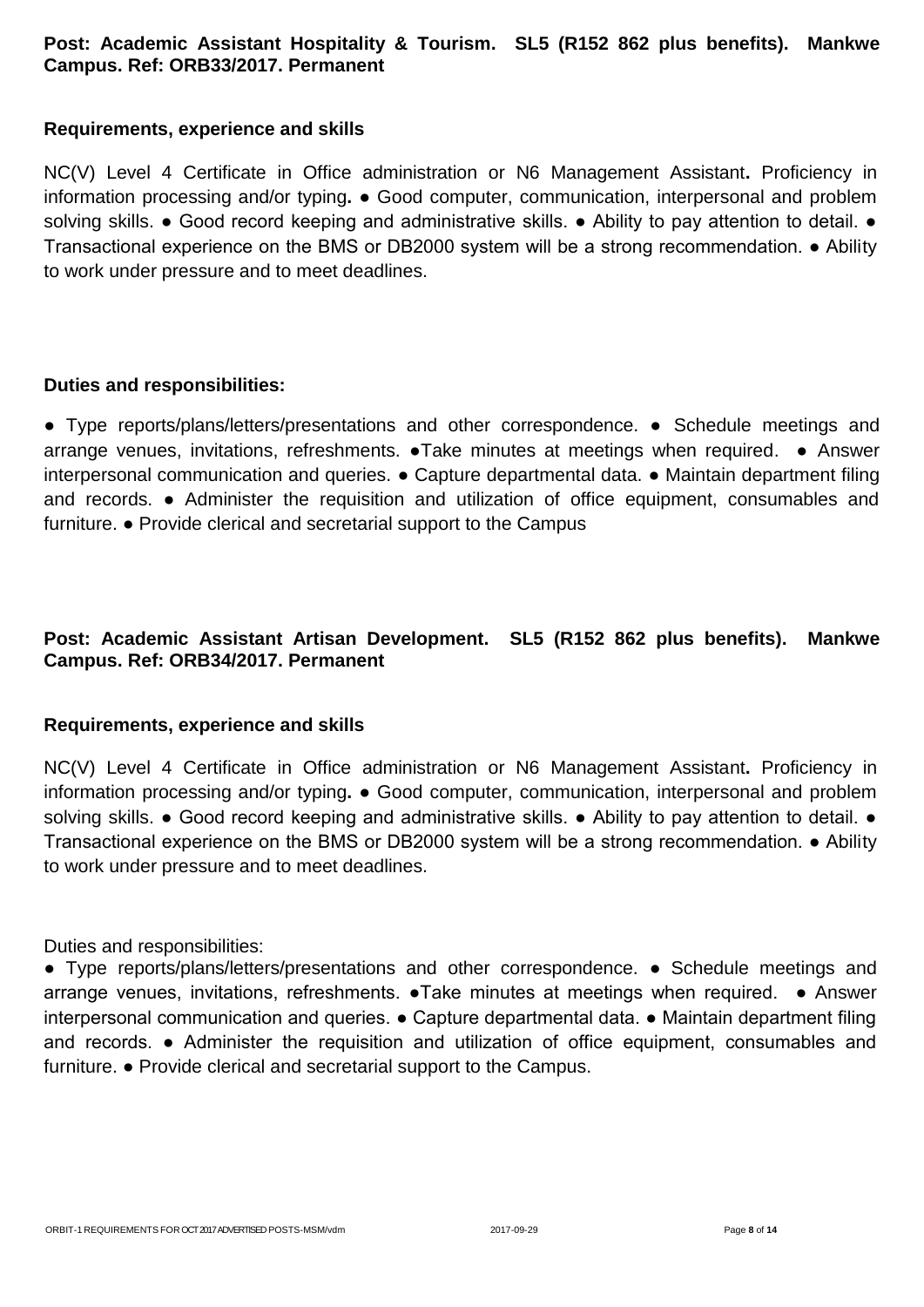**Post: Academic Assistant Hospitality & Tourism. SL5 (R152 862 plus benefits). Mankwe Campus. Ref: ORB33/2017. Permanent**

**Requirements, experience and skills**

NC(V) Level 4 Certificate in Office administration or N6 Management Assistant**.** Proficiency in information processing and/or typing**.** ● Good computer, communication, interpersonal and problem solving skills. ● Good record keeping and administrative skills. ● Ability to pay attention to detail. ● Transactional experience on the BMS or DB2000 system will be a strong recommendation. ● Ability to work under pressure and to meet deadlines.

**Duties and responsibilities:**

● Type reports/plans/letters/presentations and other correspondence. ● Schedule meetings and arrange venues, invitations, refreshments. ●Take minutes at meetings when required. ● Answer interpersonal communication and queries. ● Capture departmental data. ● Maintain department filing and records. ● Administer the requisition and utilization of office equipment, consumables and furniture. ● Provide clerical and secretarial support to the Campus

**Post: Academic Assistant Artisan Development. SL5 (R152 862 plus benefits). Mankwe Campus. Ref: ORB34/2017. Permanent**

**Requirements, experience and skills**

NC(V) Level 4 Certificate in Office administration or N6 Management Assistant**.** Proficiency in information processing and/or typing**.** ● Good computer, communication, interpersonal and problem solving skills. ● Good record keeping and administrative skills. ● Ability to pay attention to detail. ● Transactional experience on the BMS or DB2000 system will be a strong recommendation. ● Ability to work under pressure and to meet deadlines.

Duties and responsibilities:

● Type reports/plans/letters/presentations and other correspondence. ● Schedule meetings and arrange venues, invitations, refreshments. ●Take minutes at meetings when required. ● Answer interpersonal communication and queries. ● Capture departmental data. ● Maintain department filing and records. ● Administer the requisition and utilization of office equipment, consumables and furniture. ● Provide clerical and secretarial support to the Campus.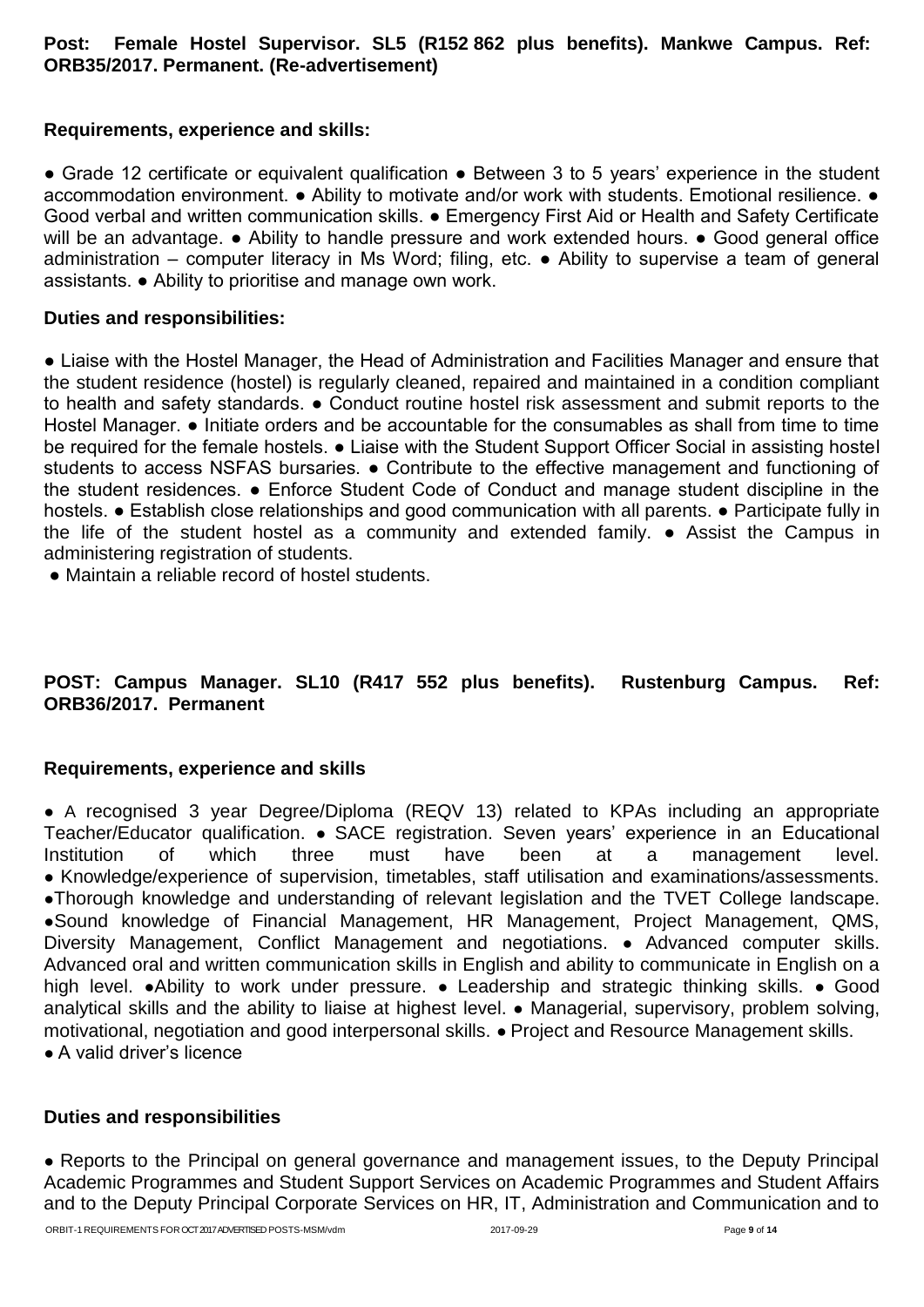**Post: Female Hostel Supervisor. SL5 (R152 862 plus benefits). Mankwe Campus. Ref: ORB35/2017. Permanent. (Re-advertisement)**

**Requirements, experience and skills:**

● Grade 12 certificate or equivalent qualification ● Between 3 to 5 years' experience in the student accommodation environment. ● Ability to motivate and/or work with students. Emotional resilience. ● Good verbal and written communication skills. ● Emergency First Aid or Health and Safety Certificate will be an advantage. ● Ability to handle pressure and work extended hours. ● Good general office administration – computer literacy in Ms Word; filing, etc. ● Ability to supervise a team of general assistants. ● Ability to prioritise and manage own work.

**Duties and responsibilities:**

● Liaise with the Hostel Manager, the Head of Administration and Facilities Manager and ensure that the student residence (hostel) is regularly cleaned, repaired and maintained in a condition compliant to health and safety standards. ● Conduct routine hostel risk assessment and submit reports to the Hostel Manager. ● Initiate orders and be accountable for the consumables as shall from time to time be required for the female hostels. ● Liaise with the Student Support Officer Social in assisting hostel students to access NSFAS bursaries. ● Contribute to the effective management and functioning of the student residences. ● Enforce Student Code of Conduct and manage student discipline in the hostels. ● Establish close relationships and good communication with all parents. ● Participate fully in the life of the student hostel as a community and extended family. ● Assist the Campus in administering registration of students.

● Maintain a reliable record of hostel students.

**POST: Campus Manager. SL10 (R417 552 plus benefits). Rustenburg Campus. Ref: ORB36/2017. Permanent**

**Requirements, experience and skills**

● A recognised 3 year Degree/Diploma (REQV 13) related to KPAs including an appropriate Teacher/Educator qualification. ● SACE registration. Seven years' experience in an Educational Institution of which three must have been at a management level.
● Knowledge/experience of supervision, timetables, staff utilisation and examinations/assessments.
●Thorough knowledge and understanding of relevant legislation and the TVET College landscape.
●Sound knowledge of Financial Management, HR Management, Project Management, QMS, Diversity Management, Conflict Management and negotiations. ● Advanced computer skills. Advanced oral and written communication skills in English and ability to communicate in English on a high level. ●Ability to work under pressure. ● Leadership and strategic thinking skills. ● Good analytical skills and the ability to liaise at highest level. ● Managerial, supervisory, problem solving, motivational, negotiation and good interpersonal skills. ● Project and Resource Management skills.
● A valid driver's licence

**Duties and responsibilities**

● Reports to the Principal on general governance and management issues, to the Deputy Principal Academic Programmes and Student Support Services on Academic Programmes and Student Affairs and to the Deputy Principal Corporate Services on HR, IT, Administration and Communication and to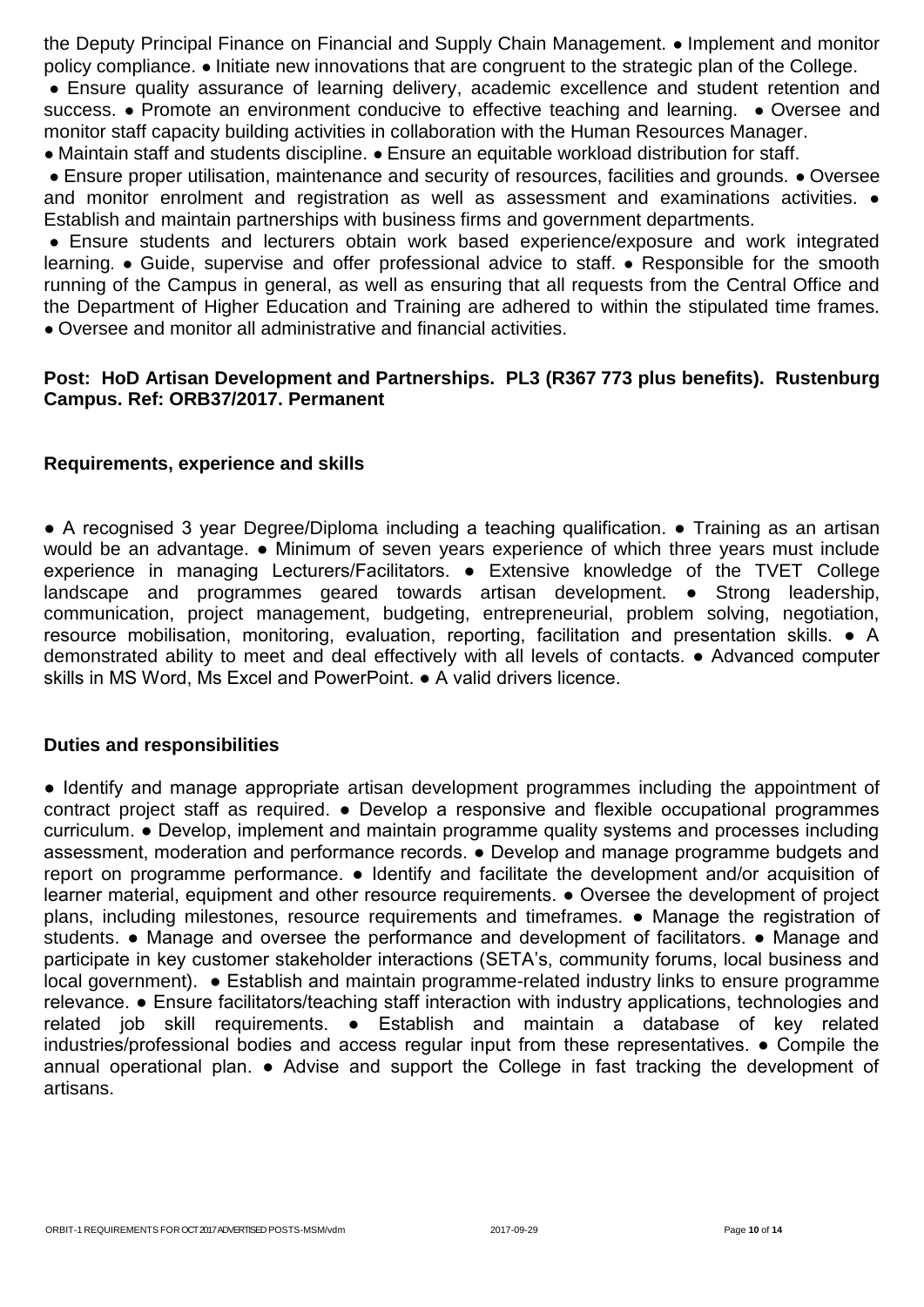the Deputy Principal Finance on Financial and Supply Chain Management. ● Implement and monitor policy compliance. ● Initiate new innovations that are congruent to the strategic plan of the College. ● Ensure quality assurance of learning delivery, academic excellence and student retention and success. ● Promote an environment conducive to effective teaching and learning. ● Oversee and monitor staff capacity building activities in collaboration with the Human Resources Manager. ● Maintain staff and students discipline. ● Ensure an equitable workload distribution for staff. ● Ensure proper utilisation, maintenance and security of resources, facilities and grounds. ● Oversee and monitor enrolment and registration as well as assessment and examinations activities. ● Establish and maintain partnerships with business firms and government departments. ● Ensure students and lecturers obtain work based experience/exposure and work integrated learning. ● Guide, supervise and offer professional advice to staff. ● Responsible for the smooth running of the Campus in general, as well as ensuring that all requests from the Central Office and the Department of Higher Education and Training are adhered to within the stipulated time frames. ● Oversee and monitor all administrative and financial activities.

**Post: HoD Artisan Development and Partnerships. PL3 (R367 773 plus benefits). Rustenburg Campus. Ref: ORB37/2017. Permanent**

**Requirements, experience and skills**

● A recognised 3 year Degree/Diploma including a teaching qualification. ● Training as an artisan would be an advantage. ● Minimum of seven years experience of which three years must include experience in managing Lecturers/Facilitators. ● Extensive knowledge of the TVET College landscape and programmes geared towards artisan development. ● Strong leadership, communication, project management, budgeting, entrepreneurial, problem solving, negotiation, resource mobilisation, monitoring, evaluation, reporting, facilitation and presentation skills. ● A demonstrated ability to meet and deal effectively with all levels of contacts. ● Advanced computer skills in MS Word, Ms Excel and PowerPoint. ● A valid drivers licence.

**Duties and responsibilities**

● Identify and manage appropriate artisan development programmes including the appointment of contract project staff as required. ● Develop a responsive and flexible occupational programmes curriculum. ● Develop, implement and maintain programme quality systems and processes including assessment, moderation and performance records. ● Develop and manage programme budgets and report on programme performance. ● Identify and facilitate the development and/or acquisition of learner material, equipment and other resource requirements. ● Oversee the development of project plans, including milestones, resource requirements and timeframes. ● Manage the registration of students. ● Manage and oversee the performance and development of facilitators. ● Manage and participate in key customer stakeholder interactions (SETA's, community forums, local business and local government). ● Establish and maintain programme-related industry links to ensure programme relevance. ● Ensure facilitators/teaching staff interaction with industry applications, technologies and related job skill requirements. ● Establish and maintain a database of key related industries/professional bodies and access regular input from these representatives. ● Compile the annual operational plan. ● Advise and support the College in fast tracking the development of artisans.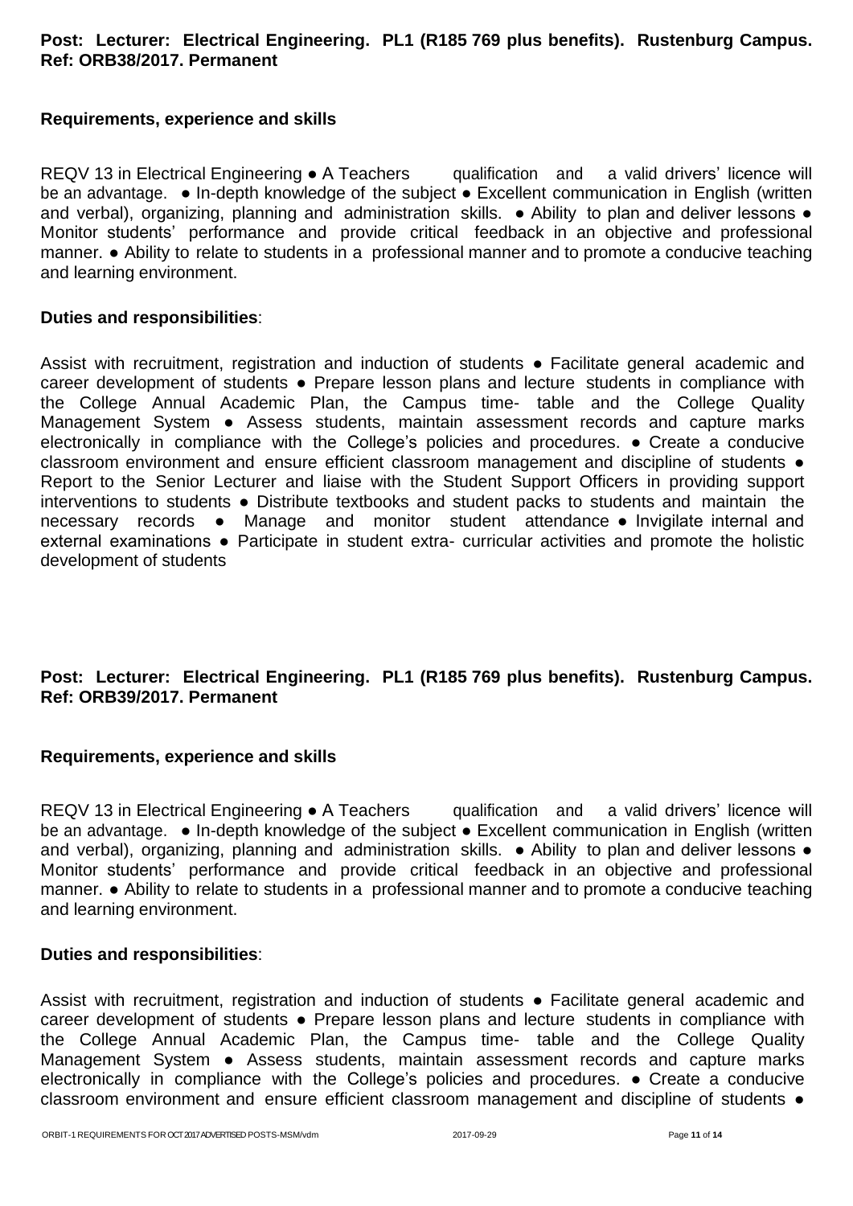**Post: Lecturer: Electrical Engineering. PL1 (R185 769 plus benefits). Rustenburg Campus. Ref: ORB38/2017. Permanent**

**Requirements, experience and skills**

REQV 13 in Electrical Engineering ● A Teachers qualification and a valid drivers' licence will be an advantage. ● In-depth knowledge of the subject ● Excellent communication in English (written and verbal), organizing, planning and administration skills. ● Ability to plan and deliver lessons ● Monitor students' performance and provide critical feedback in an objective and professional manner. ● Ability to relate to students in a professional manner and to promote a conducive teaching and learning environment.

**Duties and responsibilities**:

Assist with recruitment, registration and induction of students ● Facilitate general academic and career development of students ● Prepare lesson plans and lecture students in compliance with the College Annual Academic Plan, the Campus time- table and the College Quality Management System ● Assess students, maintain assessment records and capture marks electronically in compliance with the College's policies and procedures. ● Create a conducive classroom environment and ensure efficient classroom management and discipline of students ● Report to the Senior Lecturer and liaise with the Student Support Officers in providing support interventions to students ● Distribute textbooks and student packs to students and maintain the necessary records ● Manage and monitor student attendance ● Invigilate internal and external examinations ● Participate in student extra- curricular activities and promote the holistic development of students

**Post: Lecturer: Electrical Engineering. PL1 (R185 769 plus benefits). Rustenburg Campus. Ref: ORB39/2017. Permanent**

**Requirements, experience and skills**

REQV 13 in Electrical Engineering ● A Teachers qualification and a valid drivers' licence will be an advantage. ● In-depth knowledge of the subject ● Excellent communication in English (written and verbal), organizing, planning and administration skills. ● Ability to plan and deliver lessons ● Monitor students' performance and provide critical feedback in an objective and professional manner. ● Ability to relate to students in a professional manner and to promote a conducive teaching and learning environment.

**Duties and responsibilities**:

Assist with recruitment, registration and induction of students ● Facilitate general academic and career development of students ● Prepare lesson plans and lecture students in compliance with the College Annual Academic Plan, the Campus time- table and the College Quality Management System ● Assess students, maintain assessment records and capture marks electronically in compliance with the College's policies and procedures. ● Create a conducive classroom environment and ensure efficient classroom management and discipline of students ●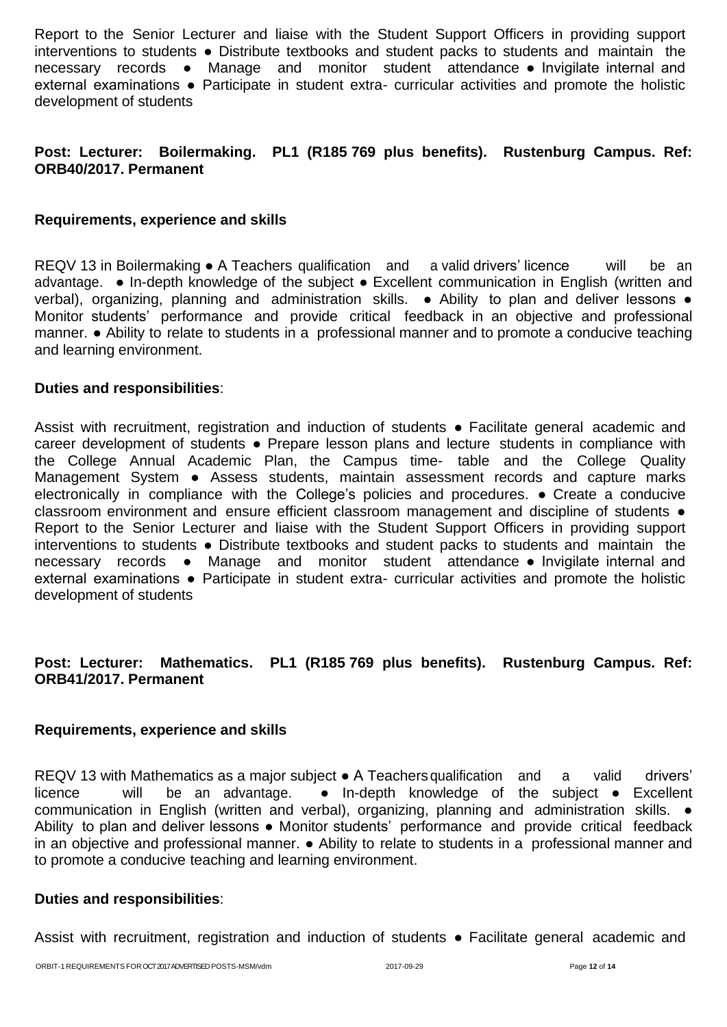Report to the Senior Lecturer and liaise with the Student Support Officers in providing support interventions to students ● Distribute textbooks and student packs to students and maintain the necessary records ● Manage and monitor student attendance ● Invigilate internal and external examinations ● Participate in student extra- curricular activities and promote the holistic development of students

**Post: Lecturer: Boilermaking. PL1 (R185 769 plus benefits). Rustenburg Campus. Ref: ORB40/2017. Permanent**

**Requirements, experience and skills**

REQV 13 in Boilermaking ● A Teachers qualification and a valid drivers' licence will be an advantage. ● In-depth knowledge of the subject ● Excellent communication in English (written and verbal), organizing, planning and administration skills. ● Ability to plan and deliver lessons ● Monitor students' performance and provide critical feedback in an objective and professional manner. ● Ability to relate to students in a professional manner and to promote a conducive teaching and learning environment.

**Duties and responsibilities**:

Assist with recruitment, registration and induction of students ● Facilitate general academic and career development of students ● Prepare lesson plans and lecture students in compliance with the College Annual Academic Plan, the Campus time- table and the College Quality Management System ● Assess students, maintain assessment records and capture marks electronically in compliance with the College's policies and procedures. ● Create a conducive classroom environment and ensure efficient classroom management and discipline of students ● Report to the Senior Lecturer and liaise with the Student Support Officers in providing support interventions to students ● Distribute textbooks and student packs to students and maintain the necessary records ● Manage and monitor student attendance ● Invigilate internal and external examinations ● Participate in student extra- curricular activities and promote the holistic development of students

**Post: Lecturer: Mathematics. PL1 (R185 769 plus benefits). Rustenburg Campus. Ref: ORB41/2017. Permanent**

**Requirements, experience and skills**

REQV 13 with Mathematics as a major subject ● A Teachers qualification and a valid drivers' licence will be an advantage. ● In-depth knowledge of the subject ● Excellent communication in English (written and verbal), organizing, planning and administration skills. ● Ability to plan and deliver lessons ● Monitor students' performance and provide critical feedback in an objective and professional manner. ● Ability to relate to students in a professional manner and to promote a conducive teaching and learning environment.

**Duties and responsibilities**:

Assist with recruitment, registration and induction of students ● Facilitate general academic and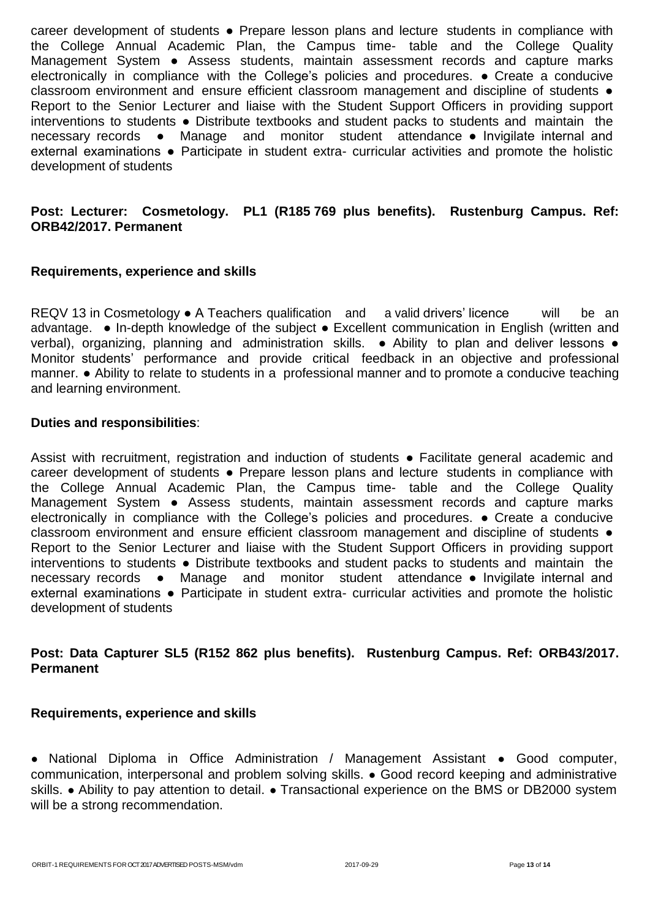career development of students ● Prepare lesson plans and lecture students in compliance with the College Annual Academic Plan, the Campus time- table and the College Quality Management System ● Assess students, maintain assessment records and capture marks electronically in compliance with the College's policies and procedures. ● Create a conducive classroom environment and ensure efficient classroom management and discipline of students ● Report to the Senior Lecturer and liaise with the Student Support Officers in providing support interventions to students ● Distribute textbooks and student packs to students and maintain the necessary records ● Manage and monitor student attendance ● Invigilate internal and external examinations ● Participate in student extra- curricular activities and promote the holistic development of students

**Post: Lecturer: Cosmetology. PL1 (R185 769 plus benefits). Rustenburg Campus. Ref: ORB42/2017. Permanent**

**Requirements, experience and skills**

REQV 13 in Cosmetology ● A Teachers qualification and a valid drivers' licence will be an advantage. ● In-depth knowledge of the subject ● Excellent communication in English (written and verbal), organizing, planning and administration skills. ● Ability to plan and deliver lessons ● Monitor students' performance and provide critical feedback in an objective and professional manner. ● Ability to relate to students in a professional manner and to promote a conducive teaching and learning environment.

**Duties and responsibilities**:

Assist with recruitment, registration and induction of students ● Facilitate general academic and career development of students ● Prepare lesson plans and lecture students in compliance with the College Annual Academic Plan, the Campus time- table and the College Quality Management System ● Assess students, maintain assessment records and capture marks electronically in compliance with the College's policies and procedures. ● Create a conducive classroom environment and ensure efficient classroom management and discipline of students ● Report to the Senior Lecturer and liaise with the Student Support Officers in providing support interventions to students ● Distribute textbooks and student packs to students and maintain the necessary records ● Manage and monitor student attendance ● Invigilate internal and external examinations ● Participate in student extra- curricular activities and promote the holistic development of students

**Post: Data Capturer SL5 (R152 862 plus benefits). Rustenburg Campus. Ref: ORB43/2017. Permanent**

**Requirements, experience and skills**

● National Diploma in Office Administration / Management Assistant ● Good computer, communication, interpersonal and problem solving skills. ● Good record keeping and administrative skills. ● Ability to pay attention to detail. ● Transactional experience on the BMS or DB2000 system will be a strong recommendation.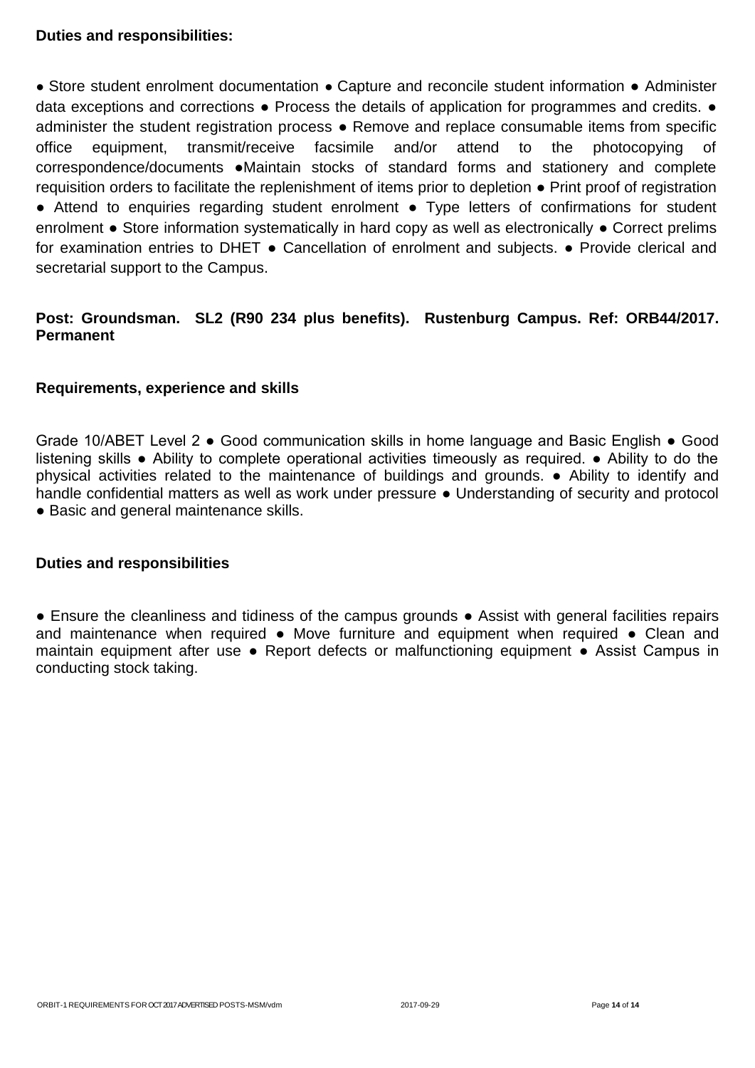**Duties and responsibilities:**

● Store student enrolment documentation ● Capture and reconcile student information ● Administer data exceptions and corrections ● Process the details of application for programmes and credits. ● administer the student registration process ● Remove and replace consumable items from specific office equipment, transmit/receive facsimile and/or attend to the photocopying of correspondence/documents ●Maintain stocks of standard forms and stationery and complete requisition orders to facilitate the replenishment of items prior to depletion ● Print proof of registration ● Attend to enquiries regarding student enrolment ● Type letters of confirmations for student enrolment ● Store information systematically in hard copy as well as electronically ● Correct prelims for examination entries to DHET ● Cancellation of enrolment and subjects. ● Provide clerical and secretarial support to the Campus.

**Post: Groundsman. SL2 (R90 234 plus benefits). Rustenburg Campus. Ref: ORB44/2017. Permanent**

**Requirements, experience and skills**

Grade 10/ABET Level 2 ● Good communication skills in home language and Basic English ● Good listening skills ● Ability to complete operational activities timeously as required. ● Ability to do the physical activities related to the maintenance of buildings and grounds. ● Ability to identify and handle confidential matters as well as work under pressure ● Understanding of security and protocol ● Basic and general maintenance skills.

**Duties and responsibilities**

● Ensure the cleanliness and tidiness of the campus grounds ● Assist with general facilities repairs and maintenance when required ● Move furniture and equipment when required ● Clean and maintain equipment after use ● Report defects or malfunctioning equipment ● Assist Campus in conducting stock taking.